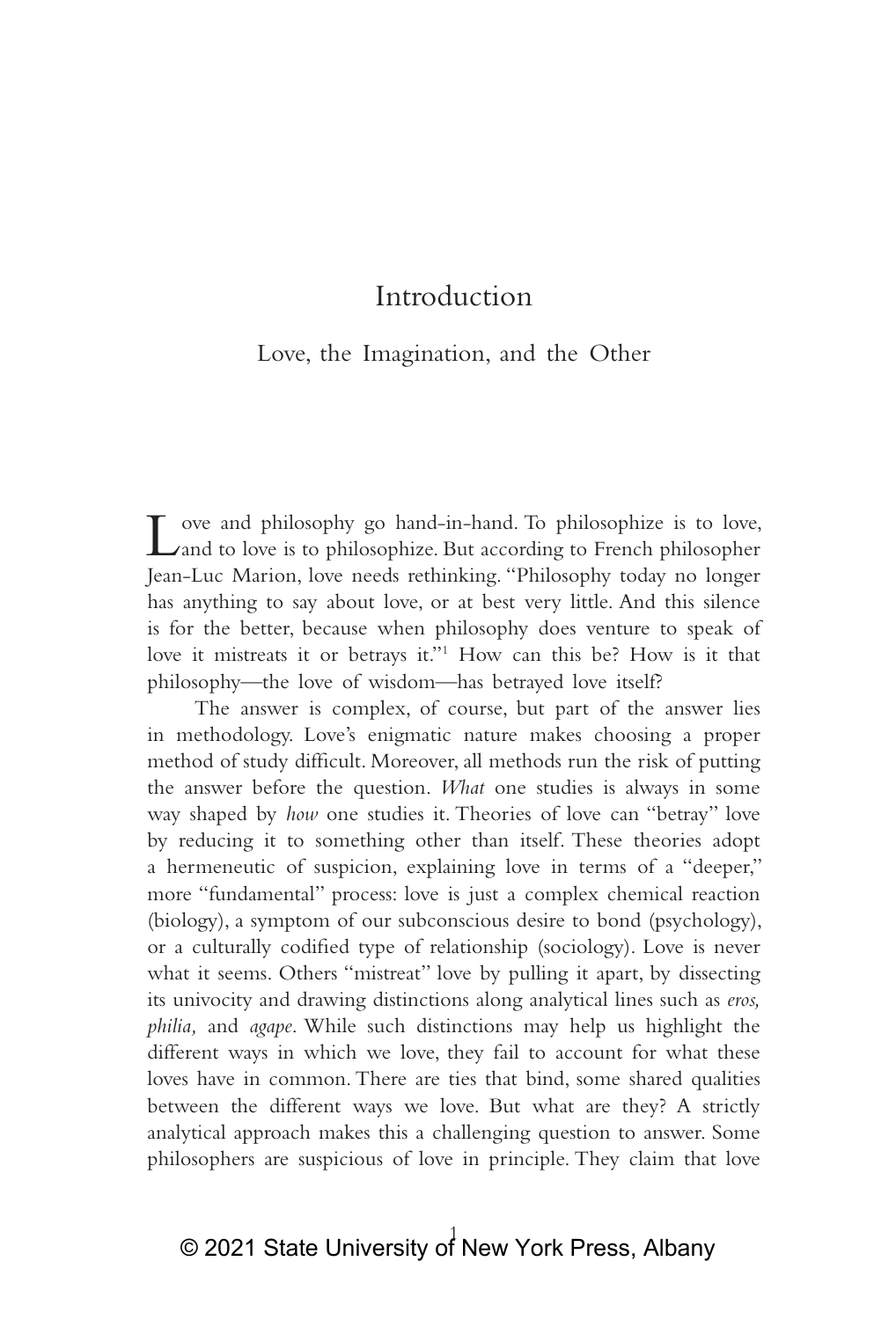# Introduction

## Love, the Imagination, and the Other

Love and philosophy go hand-in-hand. To philosophize is to love, and to love is to philosophize. But according to French philosopher Jean-Luc Marion, love needs rethinking. "Philosophy today no longer has anything to say about love, or at best very little. And this silence is for the better, because when philosophy does venture to speak of love it mistreats it or betrays it."[1] How can this be? How is it that philosophy—the love of wisdom—has betrayed love itself?

The answer is complex, of course, but part of the answer lies in methodology. Love's enigmatic nature makes choosing a proper method of study difficult. Moreover, all methods run the risk of putting the answer before the question. *What* one studies is always in some way shaped by *how* one studies it. Theories of love can "betray" love by reducing it to something other than itself. These theories adopt a hermeneutic of suspicion, explaining love in terms of a "deeper," more "fundamental" process: love is just a complex chemical reaction (biology), a symptom of our subconscious desire to bond (psychology), or a culturally codified type of relationship (sociology). Love is never what it seems. Others "mistreat" love by pulling it apart, by dissecting its univocity and drawing distinctions along analytical lines such as *eros, philia,* and *agape*. While such distinctions may help us highlight the different ways in which we love, they fail to account for what these loves have in common. There are ties that bind, some shared qualities between the different ways we love. But what are they? A strictly analytical approach makes this a challenging question to answer. Some philosophers are suspicious of love in principle. They claim that love

© 2021 State University of New York Press, Albany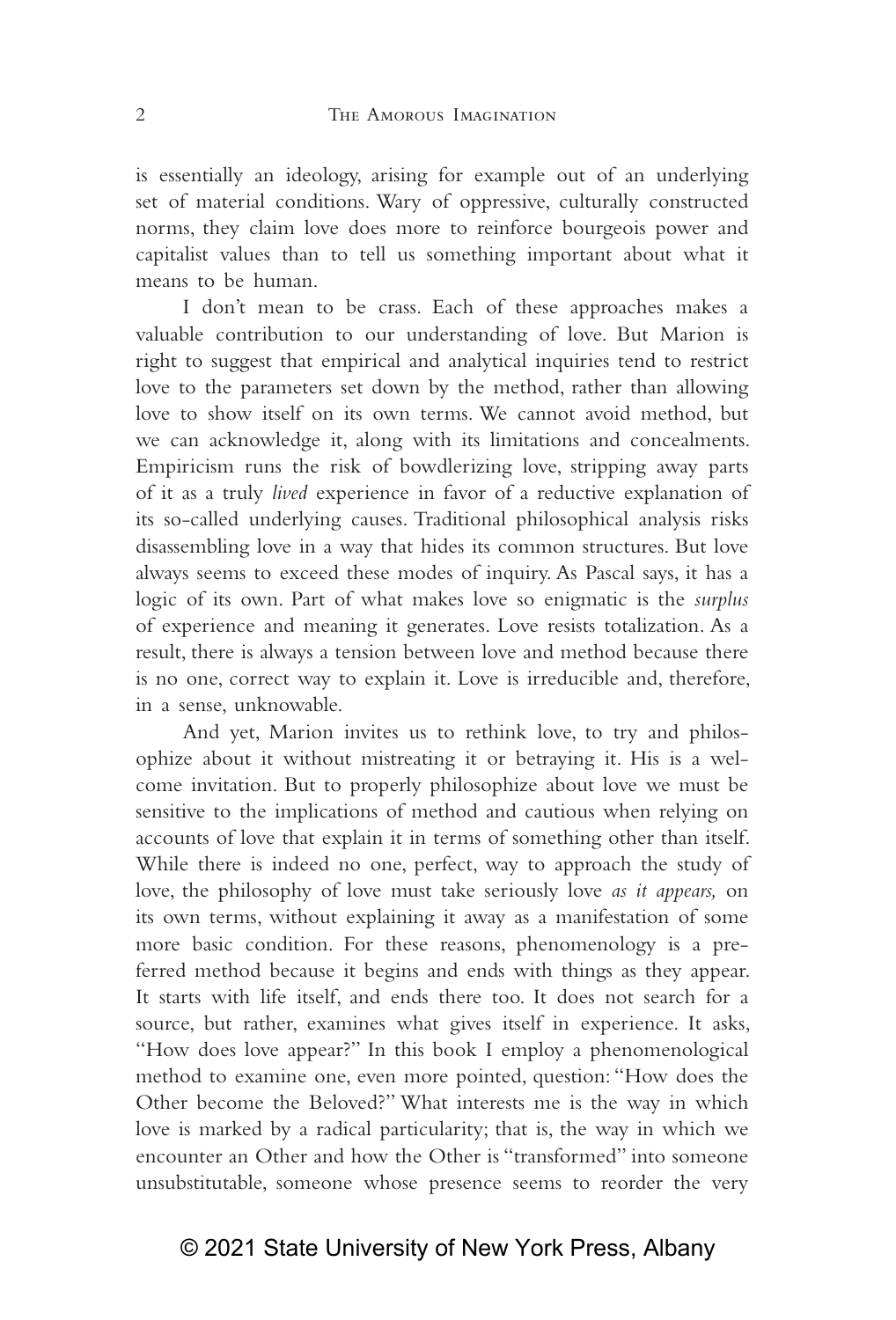is essentially an ideology, arising for example out of an underlying set of material conditions. Wary of oppressive, culturally constructed norms, they claim love does more to reinforce bourgeois power and capitalist values than to tell us something important about what it means to be human.

I don't mean to be crass. Each of these approaches makes a valuable contribution to our understanding of love. But Marion is right to suggest that empirical and analytical inquiries tend to restrict love to the parameters set down by the method, rather than allowing love to show itself on its own terms. We cannot avoid method, but we can acknowledge it, along with its limitations and concealments. Empiricism runs the risk of bowdlerizing love, stripping away parts of it as a truly *lived* experience in favor of a reductive explanation of its so-called underlying causes. Traditional philosophical analysis risks disassembling love in a way that hides its common structures. But love always seems to exceed these modes of inquiry. As Pascal says, it has a logic of its own. Part of what makes love so enigmatic is the *surplus* of experience and meaning it generates. Love resists totalization. As a result, there is always a tension between love and method because there is no one, correct way to explain it. Love is irreducible and, therefore, in a sense, unknowable.

And yet, Marion invites us to rethink love, to try and philosophize about it without mistreating it or betraying it. His is a welcome invitation. But to properly philosophize about love we must be sensitive to the implications of method and cautious when relying on accounts of love that explain it in terms of something other than itself. While there is indeed no one, perfect, way to approach the study of love, the philosophy of love must take seriously love *as it appears,* on its own terms, without explaining it away as a manifestation of some more basic condition. For these reasons, phenomenology is a preferred method because it begins and ends with things as they appear. It starts with life itself, and ends there too. It does not search for a source, but rather, examines what gives itself in experience. It asks, "How does love appear?" In this book I employ a phenomenological method to examine one, even more pointed, question: "How does the Other become the Beloved?" What interests me is the way in which love is marked by a radical particularity; that is, the way in which we encounter an Other and how the Other is "transformed" into someone unsubstitutable, someone whose presence seems to reorder the very

© 2021 State University of New York Press, Albany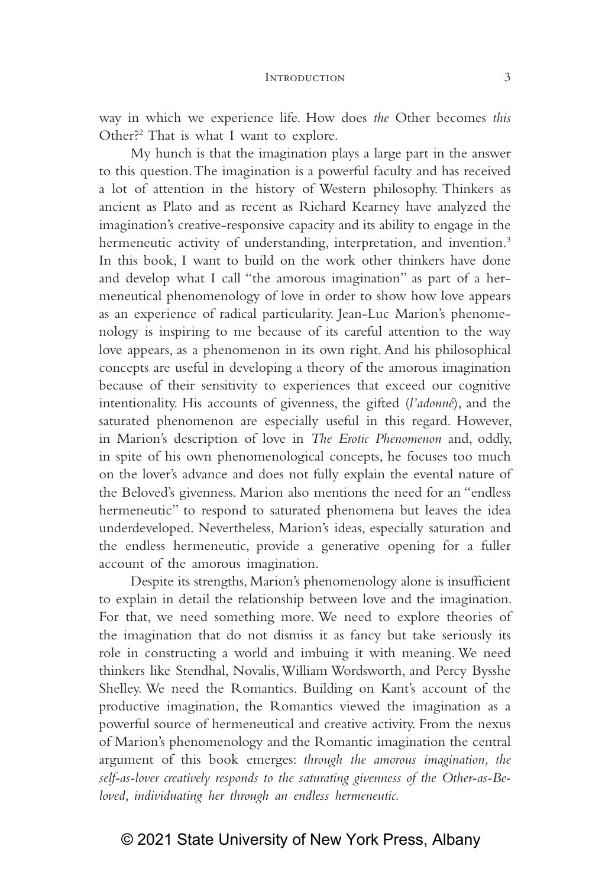way in which we experience life. How does *the* Other becomes *this* Other?[2] That is what I want to explore.

My hunch is that the imagination plays a large part in the answer to this question. The imagination is a powerful faculty and has received a lot of attention in the history of Western philosophy. Thinkers as ancient as Plato and as recent as Richard Kearney have analyzed the imagination's creative-responsive capacity and its ability to engage in the hermeneutic activity of understanding, interpretation, and invention.[3] In this book, I want to build on the work other thinkers have done and develop what I call "the amorous imagination" as part of a hermeneutical phenomenology of love in order to show how love appears as an experience of radical particularity. Jean-Luc Marion's phenomenology is inspiring to me because of its careful attention to the way love appears, as a phenomenon in its own right. And his philosophical concepts are useful in developing a theory of the amorous imagination because of their sensitivity to experiences that exceed our cognitive intentionality. His accounts of givenness, the gifted (*l'adonné*), and the saturated phenomenon are especially useful in this regard. However, in Marion's description of love in *The Erotic Phenomenon* and, oddly, in spite of his own phenomenological concepts, he focuses too much on the lover's advance and does not fully explain the evental nature of the Beloved's givenness. Marion also mentions the need for an "endless hermeneutic" to respond to saturated phenomena but leaves the idea underdeveloped. Nevertheless, Marion's ideas, especially saturation and the endless hermeneutic, provide a generative opening for a fuller account of the amorous imagination.

Despite its strengths, Marion's phenomenology alone is insufficient to explain in detail the relationship between love and the imagination. For that, we need something more. We need to explore theories of the imagination that do not dismiss it as fancy but take seriously its role in constructing a world and imbuing it with meaning. We need thinkers like Stendhal, Novalis, William Wordsworth, and Percy Bysshe Shelley. We need the Romantics. Building on Kant's account of the productive imagination, the Romantics viewed the imagination as a powerful source of hermeneutical and creative activity. From the nexus of Marion's phenomenology and the Romantic imagination the central argument of this book emerges: *through the amorous imagination, the self-as-lover creatively responds to the saturating givenness of the Other-as-Beloved, individuating her through an endless hermeneutic.*

© 2021 State University of New York Press, Albany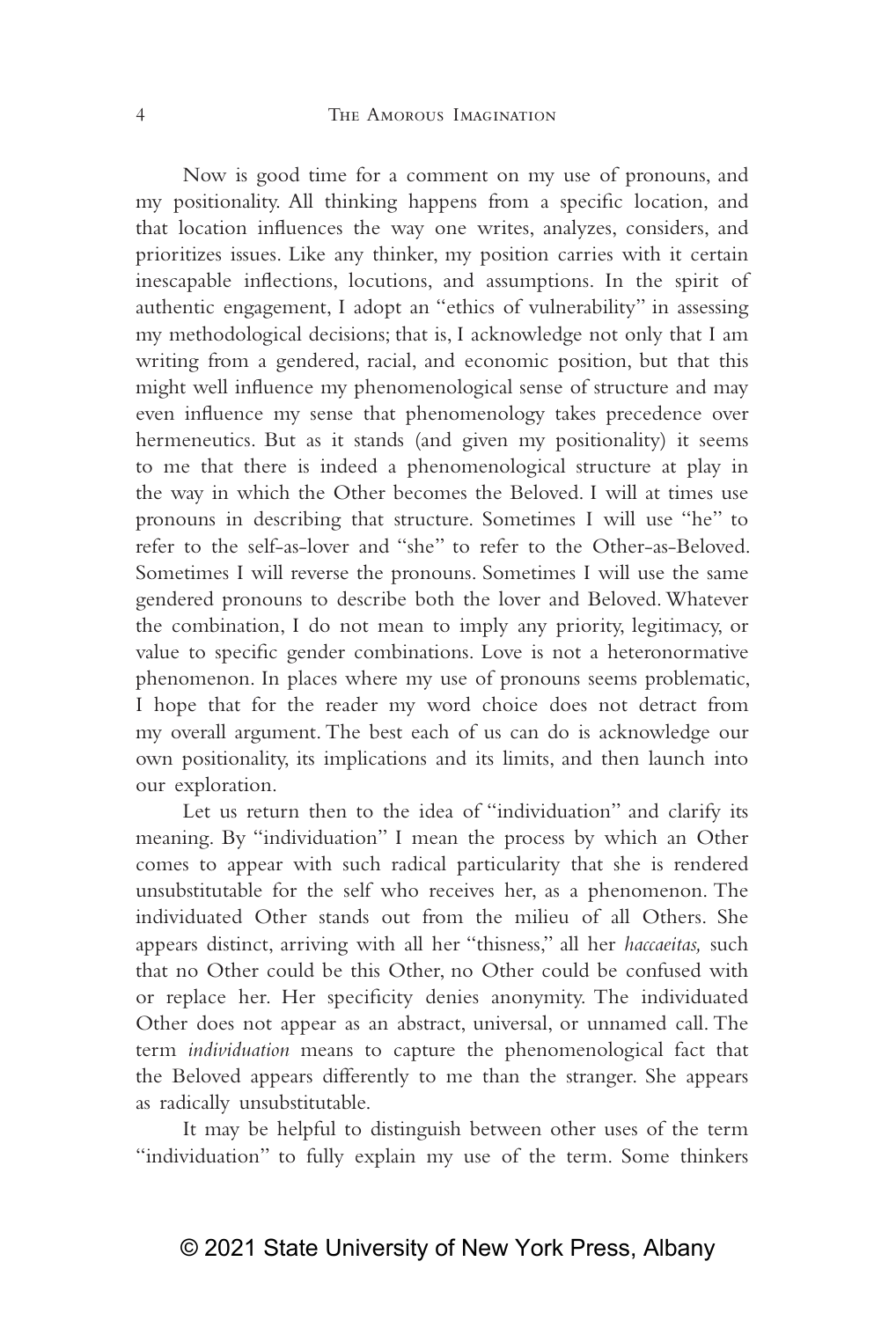Now is good time for a comment on my use of pronouns, and my positionality. All thinking happens from a specific location, and that location influences the way one writes, analyzes, considers, and prioritizes issues. Like any thinker, my position carries with it certain inescapable inflections, locutions, and assumptions. In the spirit of authentic engagement, I adopt an "ethics of vulnerability" in assessing my methodological decisions; that is, I acknowledge not only that I am writing from a gendered, racial, and economic position, but that this might well influence my phenomenological sense of structure and may even influence my sense that phenomenology takes precedence over hermeneutics. But as it stands (and given my positionality) it seems to me that there is indeed a phenomenological structure at play in the way in which the Other becomes the Beloved. I will at times use pronouns in describing that structure. Sometimes I will use "he" to refer to the self-as-lover and "she" to refer to the Other-as-Beloved. Sometimes I will reverse the pronouns. Sometimes I will use the same gendered pronouns to describe both the lover and Beloved. Whatever the combination, I do not mean to imply any priority, legitimacy, or value to specific gender combinations. Love is not a heteronormative phenomenon. In places where my use of pronouns seems problematic, I hope that for the reader my word choice does not detract from my overall argument. The best each of us can do is acknowledge our own positionality, its implications and its limits, and then launch into our exploration.

Let us return then to the idea of "individuation" and clarify its meaning. By "individuation" I mean the process by which an Other comes to appear with such radical particularity that she is rendered unsubstitutable for the self who receives her, as a phenomenon. The individuated Other stands out from the milieu of all Others. She appears distinct, arriving with all her "thisness," all her *haccaeitas,* such that no Other could be this Other, no Other could be confused with or replace her. Her specificity denies anonymity. The individuated Other does not appear as an abstract, universal, or unnamed call. The term *individuation* means to capture the phenomenological fact that the Beloved appears differently to me than the stranger. She appears as radically unsubstitutable.

It may be helpful to distinguish between other uses of the term "individuation" to fully explain my use of the term. Some thinkers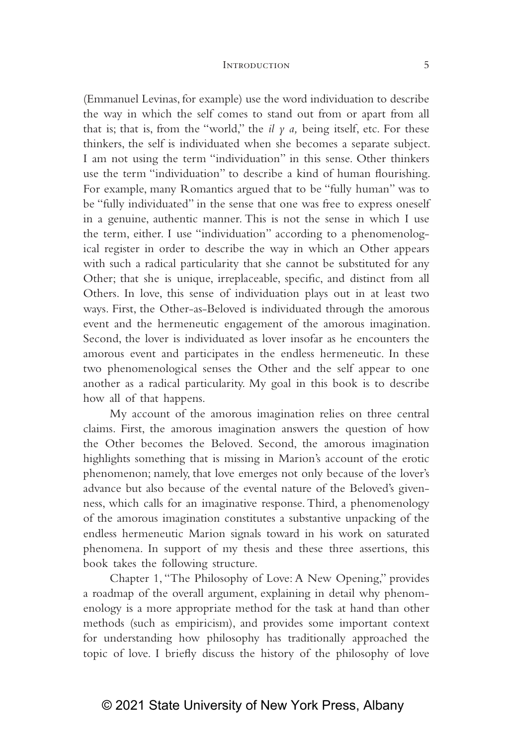(Emmanuel Levinas, for example) use the word individuation to describe the way in which the self comes to stand out from or apart from all that is; that is, from the "world," the *il y a,* being itself, etc. For these thinkers, the self is individuated when she becomes a separate subject. I am not using the term "individuation" in this sense. Other thinkers use the term "individuation" to describe a kind of human flourishing. For example, many Romantics argued that to be "fully human" was to be "fully individuated" in the sense that one was free to express oneself in a genuine, authentic manner. This is not the sense in which I use the term, either. I use "individuation" according to a phenomenological register in order to describe the way in which an Other appears with such a radical particularity that she cannot be substituted for any Other; that she is unique, irreplaceable, specific, and distinct from all Others. In love, this sense of individuation plays out in at least two ways. First, the Other-as-Beloved is individuated through the amorous event and the hermeneutic engagement of the amorous imagination. Second, the lover is individuated as lover insofar as he encounters the amorous event and participates in the endless hermeneutic. In these two phenomenological senses the Other and the self appear to one another as a radical particularity. My goal in this book is to describe how all of that happens.

My account of the amorous imagination relies on three central claims. First, the amorous imagination answers the question of how the Other becomes the Beloved. Second, the amorous imagination highlights something that is missing in Marion's account of the erotic phenomenon; namely, that love emerges not only because of the lover's advance but also because of the evental nature of the Beloved's givenness, which calls for an imaginative response. Third, a phenomenology of the amorous imagination constitutes a substantive unpacking of the endless hermeneutic Marion signals toward in his work on saturated phenomena. In support of my thesis and these three assertions, this book takes the following structure.

Chapter 1, "The Philosophy of Love: A New Opening," provides a roadmap of the overall argument, explaining in detail why phenomenology is a more appropriate method for the task at hand than other methods (such as empiricism), and provides some important context for understanding how philosophy has traditionally approached the topic of love. I briefly discuss the history of the philosophy of love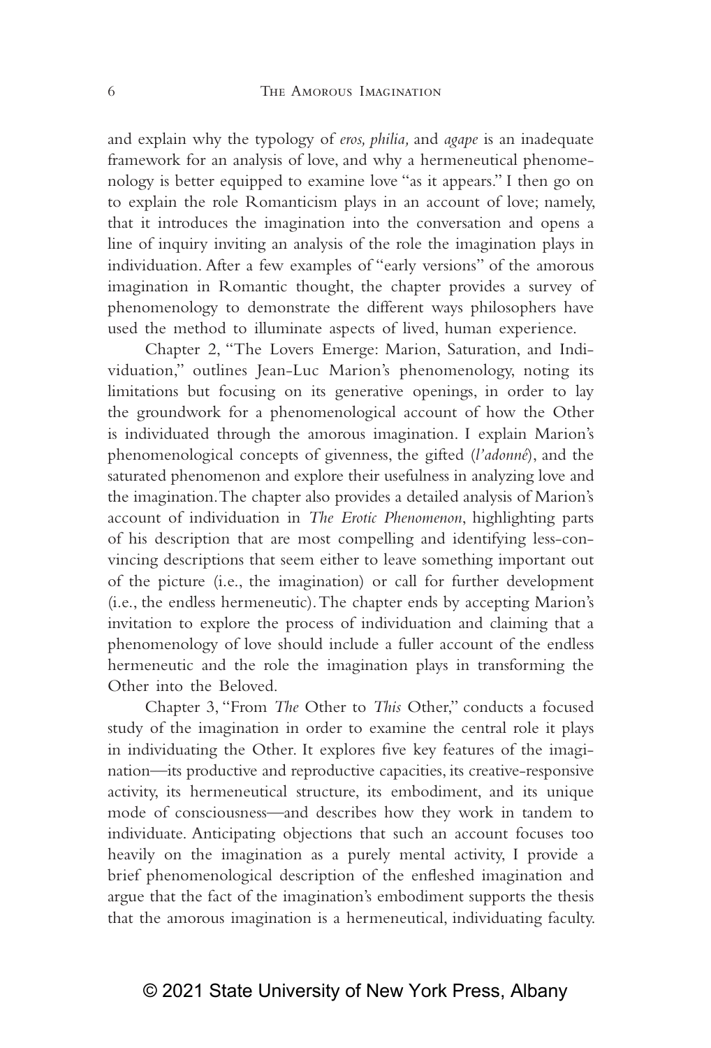and explain why the typology of *eros, philia,* and *agape* is an inadequate framework for an analysis of love, and why a hermeneutical phenomenology is better equipped to examine love "as it appears." I then go on to explain the role Romanticism plays in an account of love; namely, that it introduces the imagination into the conversation and opens a line of inquiry inviting an analysis of the role the imagination plays in individuation. After a few examples of "early versions" of the amorous imagination in Romantic thought, the chapter provides a survey of phenomenology to demonstrate the different ways philosophers have used the method to illuminate aspects of lived, human experience.

Chapter 2, "The Lovers Emerge: Marion, Saturation, and Individuation," outlines Jean-Luc Marion's phenomenology, noting its limitations but focusing on its generative openings, in order to lay the groundwork for a phenomenological account of how the Other is individuated through the amorous imagination. I explain Marion's phenomenological concepts of givenness, the gifted (*l'adonné*), and the saturated phenomenon and explore their usefulness in analyzing love and the imagination. The chapter also provides a detailed analysis of Marion's account of individuation in *The Erotic Phenomenon*, highlighting parts of his description that are most compelling and identifying less-convincing descriptions that seem either to leave something important out of the picture (i.e., the imagination) or call for further development (i.e., the endless hermeneutic). The chapter ends by accepting Marion's invitation to explore the process of individuation and claiming that a phenomenology of love should include a fuller account of the endless hermeneutic and the role the imagination plays in transforming the Other into the Beloved.

Chapter 3, "From *The* Other to *This* Other," conducts a focused study of the imagination in order to examine the central role it plays in individuating the Other. It explores five key features of the imagination—its productive and reproductive capacities, its creative-responsive activity, its hermeneutical structure, its embodiment, and its unique mode of consciousness—and describes how they work in tandem to individuate. Anticipating objections that such an account focuses too heavily on the imagination as a purely mental activity, I provide a brief phenomenological description of the enfleshed imagination and argue that the fact of the imagination's embodiment supports the thesis that the amorous imagination is a hermeneutical, individuating faculty.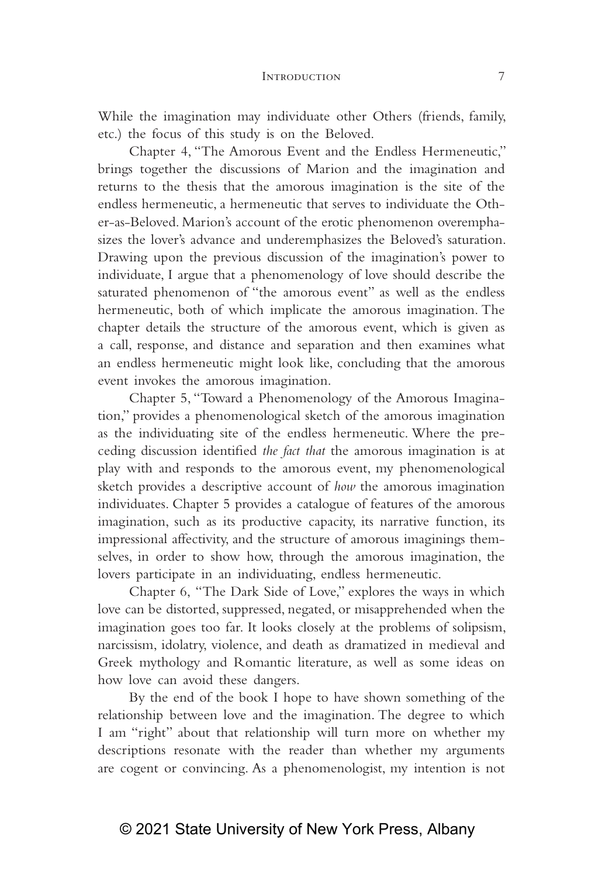While the imagination may individuate other Others (friends, family, etc.) the focus of this study is on the Beloved.

Chapter 4, "The Amorous Event and the Endless Hermeneutic," brings together the discussions of Marion and the imagination and returns to the thesis that the amorous imagination is the site of the endless hermeneutic, a hermeneutic that serves to individuate the Other-as-Beloved. Marion's account of the erotic phenomenon overemphasizes the lover's advance and underemphasizes the Beloved's saturation. Drawing upon the previous discussion of the imagination's power to individuate, I argue that a phenomenology of love should describe the saturated phenomenon of "the amorous event" as well as the endless hermeneutic, both of which implicate the amorous imagination. The chapter details the structure of the amorous event, which is given as a call, response, and distance and separation and then examines what an endless hermeneutic might look like, concluding that the amorous event invokes the amorous imagination.

Chapter 5, "Toward a Phenomenology of the Amorous Imagination," provides a phenomenological sketch of the amorous imagination as the individuating site of the endless hermeneutic. Where the preceding discussion identified *the fact that* the amorous imagination is at play with and responds to the amorous event, my phenomenological sketch provides a descriptive account of *how* the amorous imagination individuates. Chapter 5 provides a catalogue of features of the amorous imagination, such as its productive capacity, its narrative function, its impressional affectivity, and the structure of amorous imaginings themselves, in order to show how, through the amorous imagination, the lovers participate in an individuating, endless hermeneutic.

Chapter 6, "The Dark Side of Love," explores the ways in which love can be distorted, suppressed, negated, or misapprehended when the imagination goes too far. It looks closely at the problems of solipsism, narcissism, idolatry, violence, and death as dramatized in medieval and Greek mythology and Romantic literature, as well as some ideas on how love can avoid these dangers.

By the end of the book I hope to have shown something of the relationship between love and the imagination. The degree to which I am "right" about that relationship will turn more on whether my descriptions resonate with the reader than whether my arguments are cogent or convincing. As a phenomenologist, my intention is not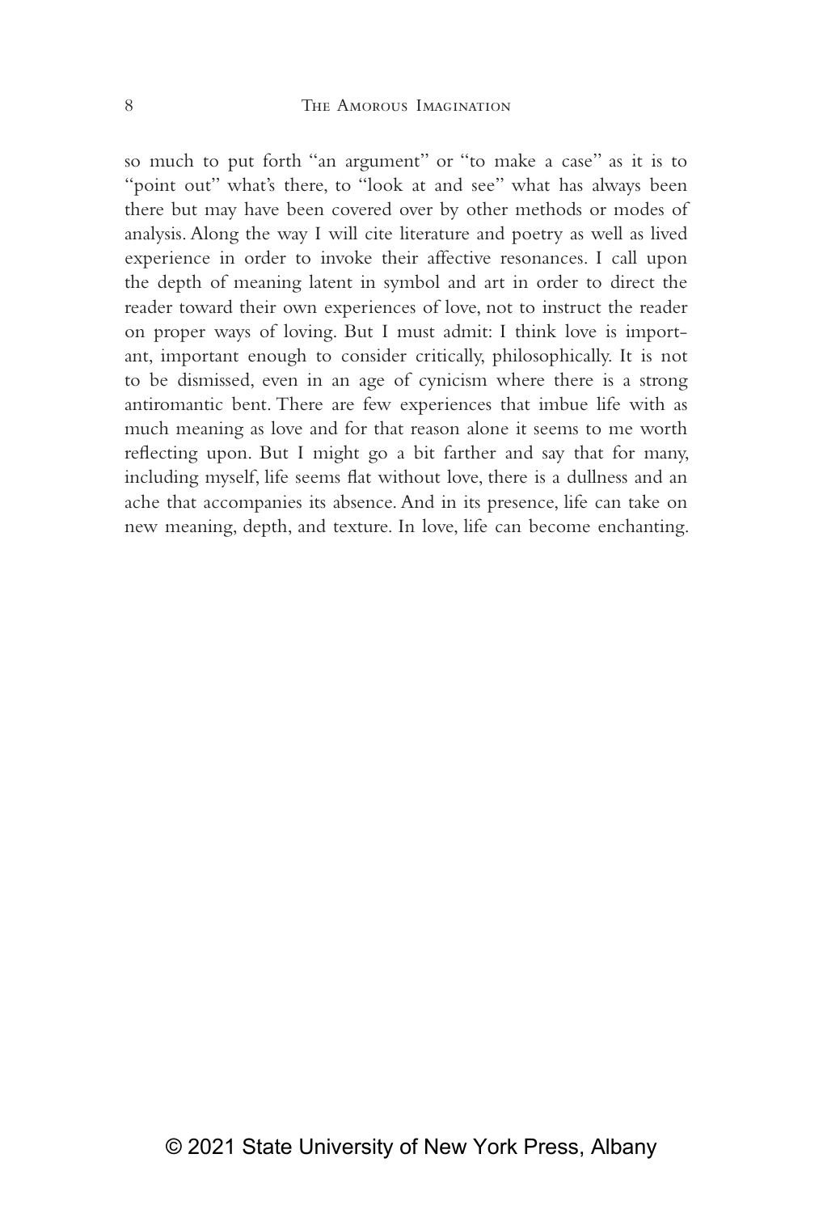so much to put forth "an argument" or "to make a case" as it is to "point out" what's there, to "look at and see" what has always been there but may have been covered over by other methods or modes of analysis. Along the way I will cite literature and poetry as well as lived experience in order to invoke their affective resonances. I call upon the depth of meaning latent in symbol and art in order to direct the reader toward their own experiences of love, not to instruct the reader on proper ways of loving. But I must admit: I think love is important, important enough to consider critically, philosophically. It is not to be dismissed, even in an age of cynicism where there is a strong antiromantic bent. There are few experiences that imbue life with as much meaning as love and for that reason alone it seems to me worth reflecting upon. But I might go a bit farther and say that for many, including myself, life seems flat without love, there is a dullness and an ache that accompanies its absence. And in its presence, life can take on new meaning, depth, and texture. In love, life can become enchanting.

© 2021 State University of New York Press, Albany